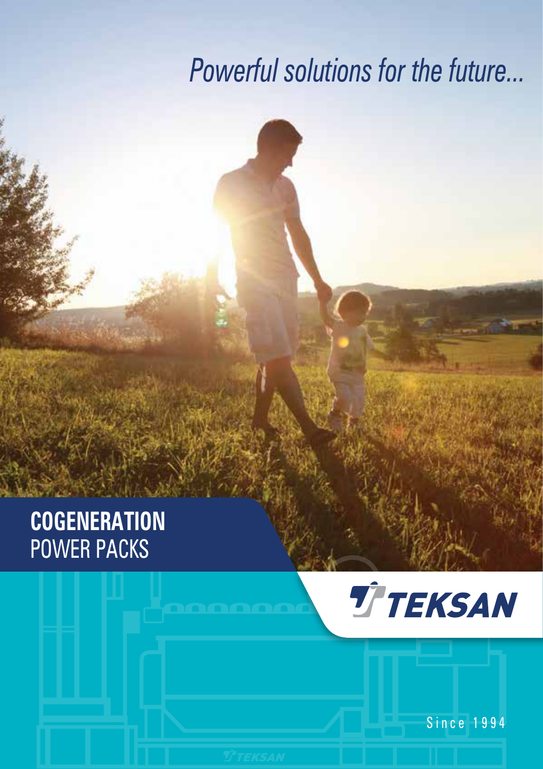*Powerful solutions for the future...*

# **COGENERATION** POWER PACKS

TEKSAN

Since 1994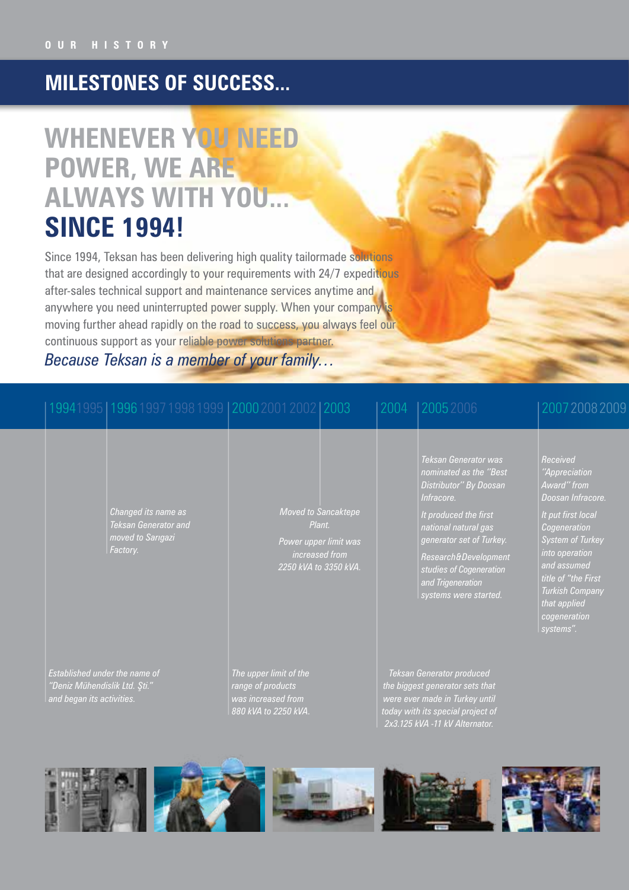OUR HISTORY

## MILESTONES OF SUCCESS...

# WHENEVER YOU NEED POWER, WE ARE ALWAYS WITH YOU... SINCE 1994!

Since 1994, Teksan has been delivering high quality tailormade solutions that are designed accordingly to your requirements with 24/7 expeditious after-sales technical support and maintenance services anytime and anywhere you need uninterrupted power supply. When your company is moving further ahead rapidly on the road to success, you always feel our continuous support as your reliable power solutions partner.

*Because Teksan is a member of your family…*

1994 1995 | 1996 1997 1998 1999 | 2000 2001 2002 | 2003 | 2004 | 2005 2006 | 2007 2008 2009

**1994**

*Established under the name of "Deniz Mühendislik Ltd. Şti." and began its activities.*

**1996**

*Changed its name as Teksan Generator and moved to Sarıgazi Factory.*

**2000**

*The upper limit of the range of products was increased from 880 kVA to 2250 kVA.*

**2003**

*Moved to Sancaktepe Plant.*

*Power upper limit was increased from 2250 kVA to 3350 kVA.*

**2004**

*Teksan Generator produced the biggest generator sets that were ever made in Turkey until today with its special project of 2x3.125 kVA -11 kV Alternator.*

**2005**

*Teksan Generator was nominated as the "Best Distributor" By Doosan Infracore.*

*It produced the first national natural gas generator set of Turkey.*

*Research&Development studies of Cogeneration and Trigeneration systems were started.*

**2007**

*Received "Appreciation Award" from Doosan Infracore.*

*It put first local Cogeneration System of Turkey into operation and assumed title of "the First Turkish Company that applied cogeneration systems".*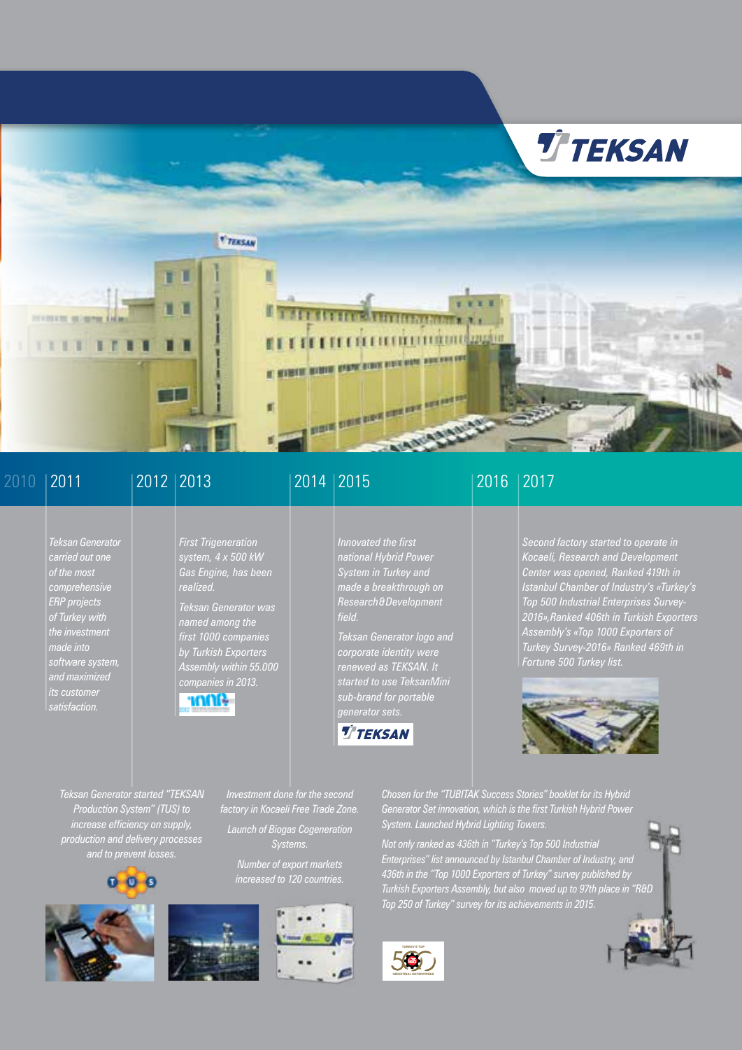TEKSAN

## 2010

Teksan Generator started "TEKSAN Production System" (TUS) to increase efficiency on supply, production and delivery processes and to prevent losses.

## 2011

Teksan Generator carried out one of the most comprehensive ERP projects of Turkey with the investment made into software system, and maximized its customer satisfaction.

## 2012

Investment done for the second factory in Kocaeli Free Trade Zone.

Launch of Biogas Cogeneration Systems.

Number of export markets increased to 120 countries.

## 2013

First Trigeneration system, 4 x 500 kW Gas Engine, has been realized.

Teksan Generator was named among the first 1000 companies by Turkish Exporters Assembly within 55.000 companies in 2013.

## 2014

Chosen for the "TUBITAK Success Stories" booklet for its Hybrid Generator Set innovation, which is the first Turkish Hybrid Power System. Launched Hybrid Lighting Towers.

Not only ranked as 436th in "Turkey's Top 500 Industrial Enterprises" list announced by Istanbul Chamber of Industry, and 436th in the "Top 1000 Exporters of Turkey" survey published by Turkish Exporters Assembly, but also moved up to 97th place in "R&D Top 250 of Turkey" survey for its achievements in 2015.

## 2015

Innovated the first national Hybrid Power System in Turkey and made a breakthrough on Research&Development field.

Teksan Generator logo and corporate identity were renewed as TEKSAN. It started to use TeksanMini sub-brand for portable generator sets.

## 2016

## 2017

Second factory started to operate in Kocaeli, Research and Development Center was opened, Ranked 419th in Istanbul Chamber of Industry's «Turkey's Top 500 Industrial Enterprises Survey-2016», Ranked 406th in Turkish Exporters Assembly's «Top 1000 Exporters of Turkey Survey-2016» Ranked 469th in Fortune 500 Turkey list.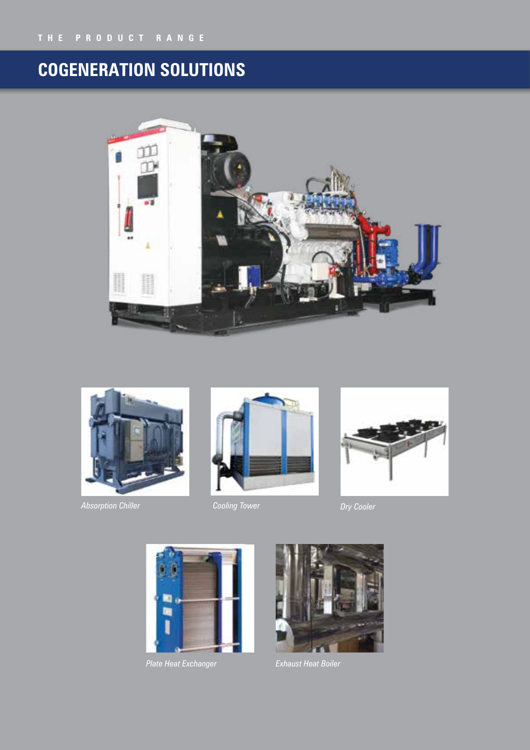# COGENERATION SOLUTIONS

*Absorption Chiller*

*Cooling Tower*

*Dry Cooler*

*Plate Heat Exchanger*

*Exhaust Heat Boiler*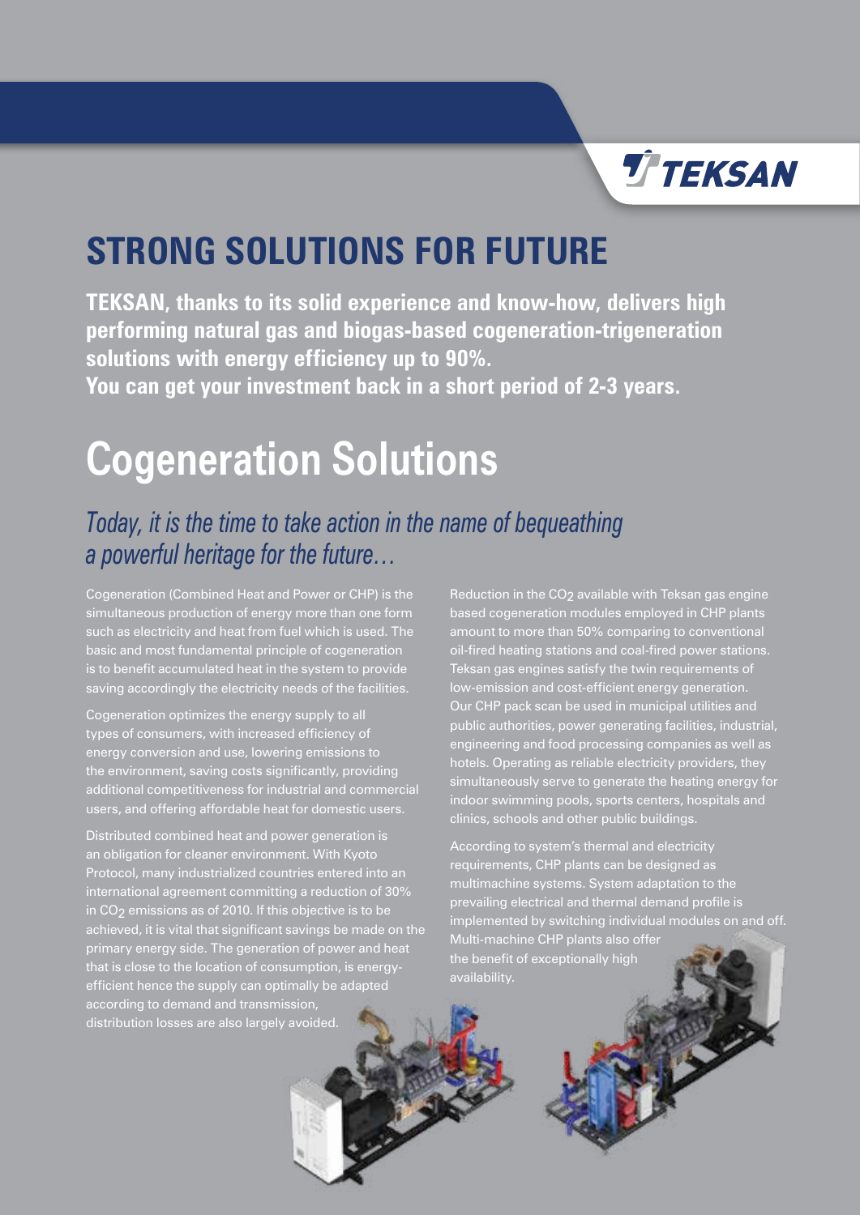## STRONG SOLUTIONS FOR FUTURE

**TEKSAN, thanks to its solid experience and know-how, delivers high performing natural gas and biogas-based cogeneration-trigeneration solutions with energy efficiency up to 90%.**
**You can get your investment back in a short period of 2-3 years.**

# Cogeneration Solutions

*Today, it is the time to take action in the name of bequeathing a powerful heritage for the future…*

Cogeneration (Combined Heat and Power or CHP) is the simultaneous production of energy more than one form such as electricity and heat from fuel which is used. The basic and most fundamental principle of cogeneration is to benefit accumulated heat in the system to provide saving accordingly the electricity needs of the facilities.

Cogeneration optimizes the energy supply to all types of consumers, with increased efficiency of energy conversion and use, lowering emissions to the environment, saving costs significantly, providing additional competitiveness for industrial and commercial users, and offering affordable heat for domestic users.

Distributed combined heat and power generation is an obligation for cleaner environment. With Kyoto Protocol, many industrialized countries entered into an international agreement committing a reduction of 30% in $CO_2$ emissions as of 2010. If this objective is to be achieved, it is vital that significant savings be made on the primary energy side. The generation of power and heat that is close to the location of consumption, is energy-efficient hence the supply can optimally be adapted according to demand and transmission, distribution losses are also largely avoided.

Reduction in the $CO_2$ available with Teksan gas engine based cogeneration modules employed in CHP plants amount to more than 50% comparing to conventional oil-fired heating stations and coal-fired power stations. Teksan gas engines satisfy the twin requirements of low-emission and cost-efficient energy generation. Our CHP pack scan be used in municipal utilities and public authorities, power generating facilities, industrial, engineering and food processing companies as well as hotels. Operating as reliable electricity providers, they simultaneously serve to generate the heating energy for indoor swimming pools, sports centers, hospitals and clinics, schools and other public buildings.

According to system's thermal and electricity requirements, CHP plants can be designed as multimachine systems. System adaptation to the prevailing electrical and thermal demand profile is implemented by switching individual modules on and off. Multi-machine CHP plants also offer the benefit of exceptionally high availability.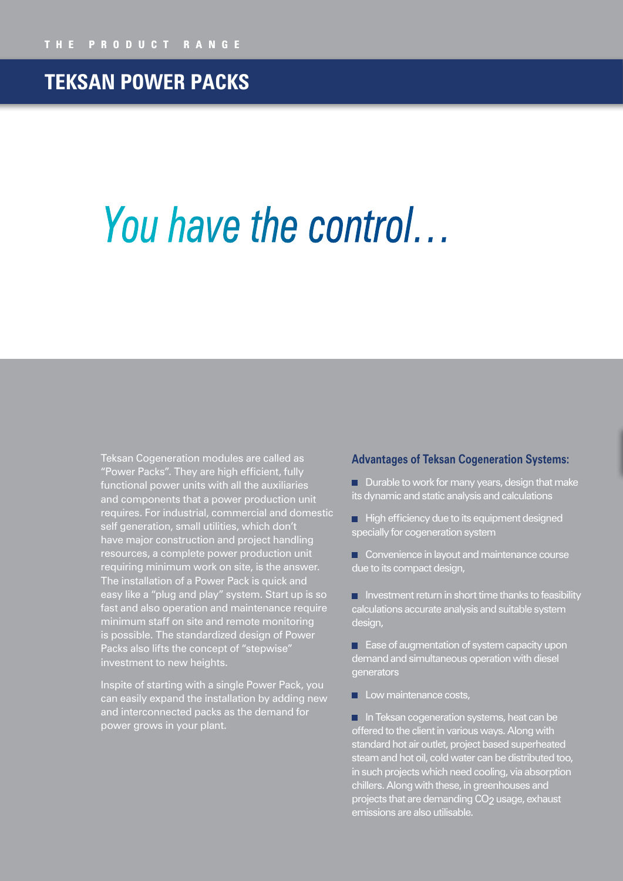THE PRODUCT RANGE

## TEKSAN POWER PACKS

# *You have the control…*

Teksan Cogeneration modules are called as "Power Packs". They are high efficient, fully functional power units with all the auxiliaries and components that a power production unit requires. For industrial, commercial and domestic self generation, small utilities, which don't have major construction and project handling resources, a complete power production unit requiring minimum work on site, is the answer. The installation of a Power Pack is quick and easy like a "plug and play" system. Start up is so fast and also operation and maintenance require minimum staff on site and remote monitoring is possible. The standardized design of Power Packs also lifts the concept of "stepwise" investment to new heights.

Inspite of starting with a single Power Pack, you can easily expand the installation by adding new and interconnected packs as the demand for power grows in your plant.

### Advantages of Teksan Cogeneration Systems:

- Durable to work for many years, design that make its dynamic and static analysis and calculations
- High efficiency due to its equipment designed specially for cogeneration system
- Convenience in layout and maintenance course due to its compact design,
- Investment return in short time thanks to feasibility calculations accurate analysis and suitable system design,
- Ease of augmentation of system capacity upon demand and simultaneous operation with diesel generators
- Low maintenance costs,
- In Teksan cogeneration systems, heat can be offered to the client in various ways. Along with standard hot air outlet, project based superheated steam and hot oil, cold water can be distributed too, in such projects which need cooling, via absorption chillers. Along with these, in greenhouses and projects that are demanding $CO_2$ usage, exhaust emissions are also utilisable.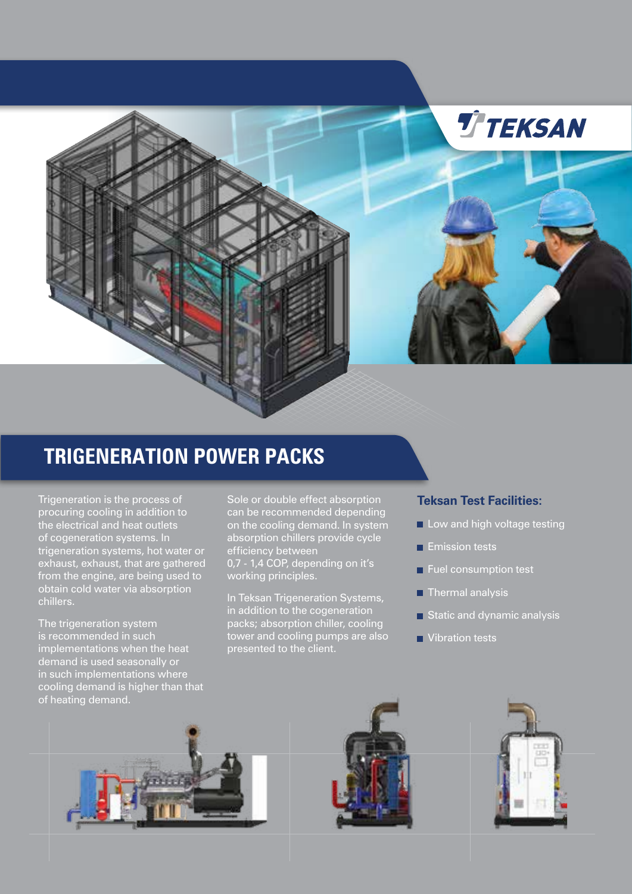# TRIGENERATION POWER PACKS

Trigeneration is the process of procuring cooling in addition to the electrical and heat outlets of cogeneration systems. In trigeneration systems, hot water or exhaust, exhaust, that are gathered from the engine, are being used to obtain cold water via absorption chillers.

The trigeneration system is recommended in such implementations when the heat demand is used seasonally or in such implementations where cooling demand is higher than that of heating demand.

Sole or double effect absorption can be recommended depending on the cooling demand. In system absorption chillers provide cycle efficiency between 0,7 - 1,4 COP, depending on it's working principles.

In Teksan Trigeneration Systems, in addition to the cogeneration packs; absorption chiller, cooling tower and cooling pumps are also presented to the client.

### Teksan Test Facilities:

- Low and high voltage testing
- Emission tests
- Fuel consumption test
- Thermal analysis
- Static and dynamic analysis
- Vibration tests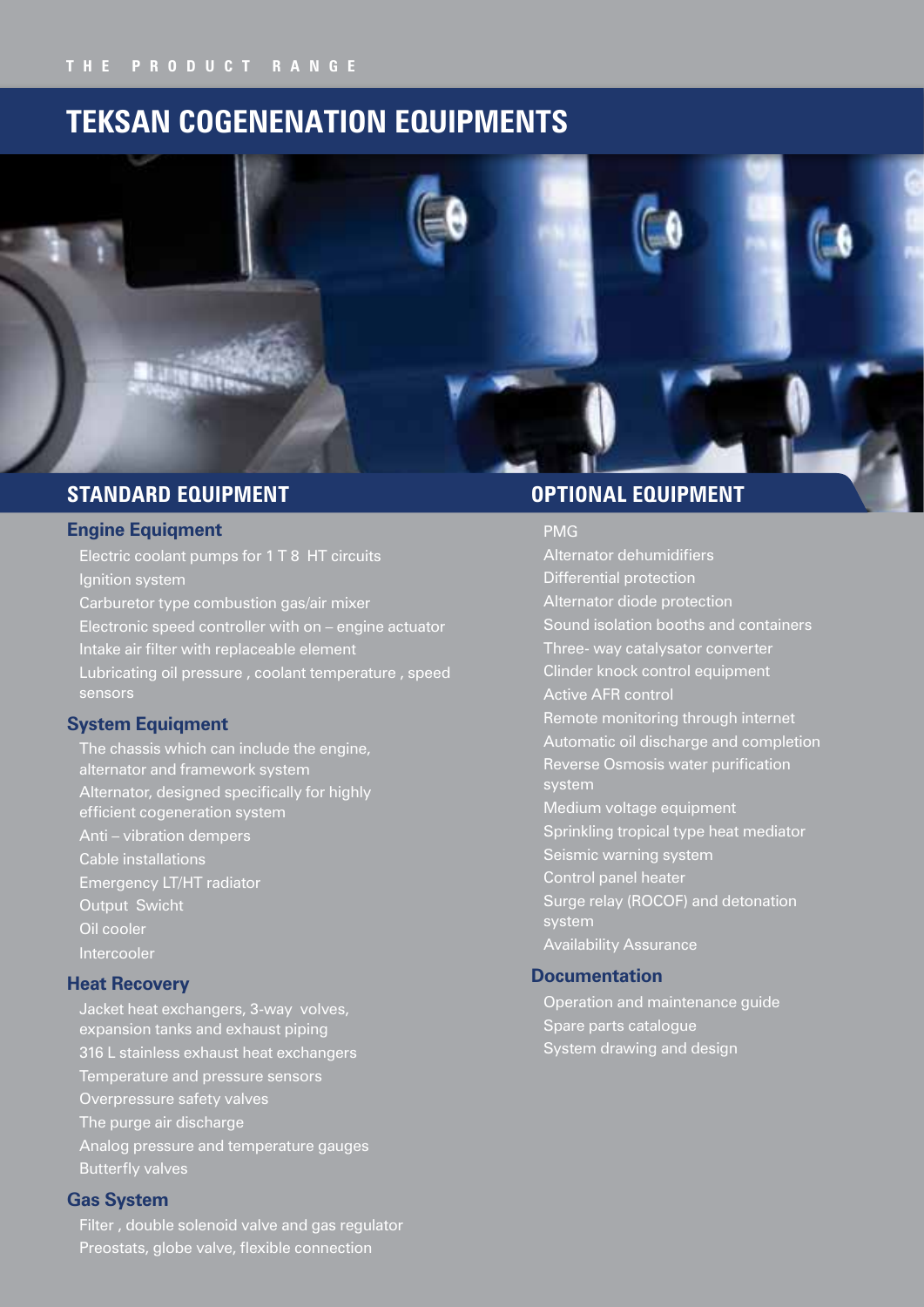THE PRODUCT RANGE

# TEKSAN COGENERATION EQUIPMENTS

## STANDARD EQUIPMENT

### Engine Equiqment

- Electric coolant pumps for 1 T 8 HT circuits
- Ignition system
- Carburetor type combustion gas/air mixer
- Electronic speed controller with on – engine actuator
- Intake air filter with replaceable element
- Lubricating oil pressure , coolant temperature , speed sensors

### System Equiqment

- The chassis which can include the engine, alternator and framework system
- Alternator, designed specifically for highly efficient cogeneration system
- Anti – vibration dempers
- Cable installations
- Emergency LT/HT radiator
- Output Swicht
- Oil cooler
- Intercooler

### Heat Recovery

- Jacket heat exchangers, 3-way volves, expansion tanks and exhaust piping
- 316 L stainless exhaust heat exchangers
- Temperature and pressure sensors
- Overpressure safety valves
- The purge air discharge
- Analog pressure and temperature gauges
- Butterfly valves

### Gas System

- Filter , double solenoid valve and gas regulator
- Preostats, globe valve, flexible connection

## OPTIONAL EQUIPMENT

- PMG
- Alternator dehumidifiers
- Differential protection
- Alternator diode protection
- Sound isolation booths and containers
- Three- way catalysator converter
- Clinder knock control equipment
- Active AFR control
- Remote monitoring through internet
- Automatic oil discharge and completion
- Reverse Osmosis water purification system
- Medium voltage equipment
- Sprinkling tropical type heat mediator
- Seismic warning system
- Control panel heater
- Surge relay (ROCOF) and detonation system
- Availability Assurance

### Documentation

- Operation and maintenance guide
- Spare parts catalogue
- System drawing and design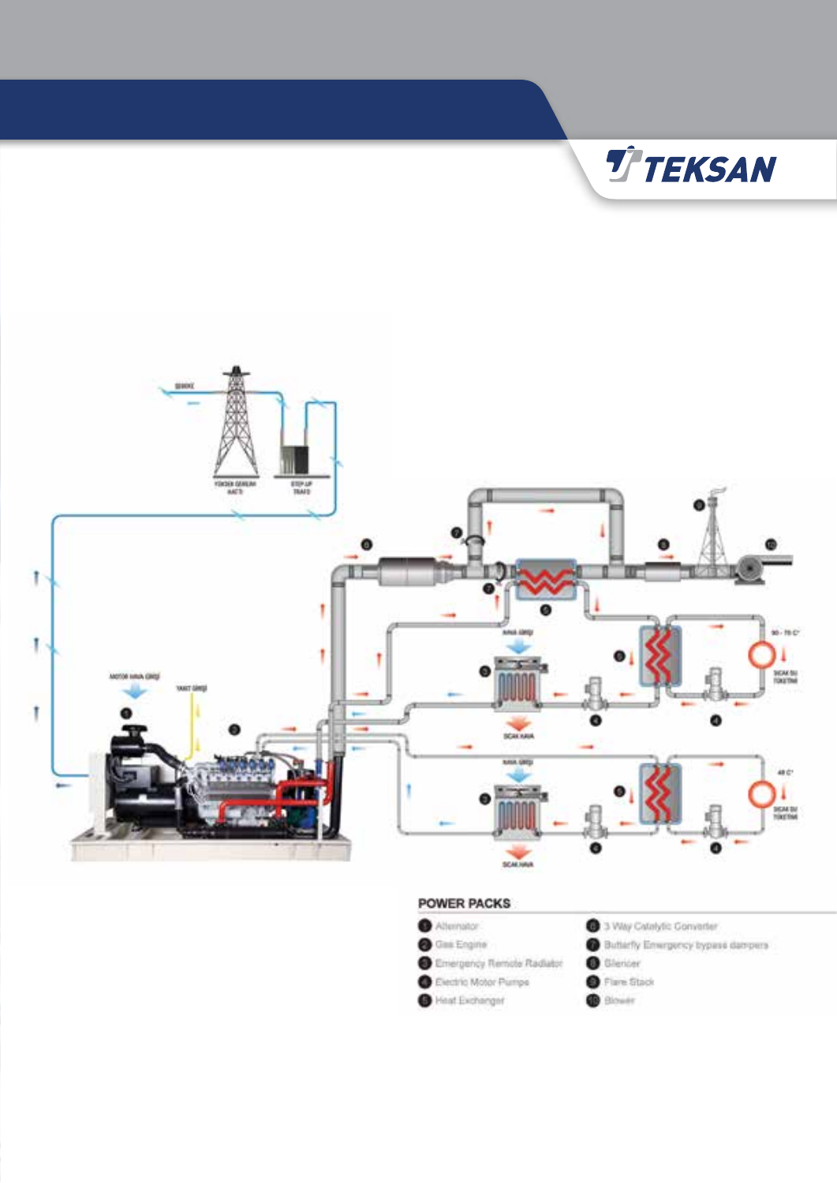## POWER PACKS

1. Alternator
2. Gas Engine
3. Emergency Remote Radiator
4. Electric Motor Pumps
5. Heat Exchanger
6. 3 Way Catalytic Converter
7. Butterfly Emergency bypass dampers
8. Silencer
9. Flare Stack
10. Blower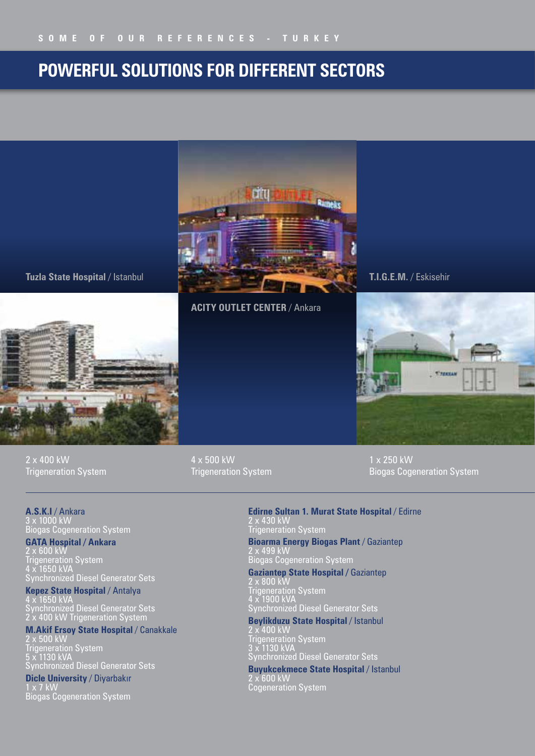SOME OF OUR REFERENCES - TURKEY

# POWERFUL SOLUTIONS FOR DIFFERENT SECTORS

**Tuzla State Hospital** / Istanbul
2 x 400 kW
Trigeneration System

**ACITY OUTLET CENTER** / Ankara
4 x 500 kW
Trigeneration System

**T.I.G.E.M.** / Eskisehir
1 x 250 kW
Biogas Cogeneration System

---

**A.S.K.I** / Ankara
3 x 1000 kW
Biogas Cogeneration System

**GATA Hospital / Ankara**
2 x 600 kW
Trigeneration System
4 x 1650 kVA
Synchronized Diesel Generator Sets

**Kepez State Hospital** / Antalya
4 x 1650 kVA
Synchronized Diesel Generator Sets
2 x 400 kW Trigeneration System

**M.Akif Ersoy State Hospital** / Canakkale
2 x 500 kW
Trigeneration System
5 x 1130 kVA
Synchronized Diesel Generator Sets

**Dicle University** / Diyarbakır
1 x 7 kW
Biogas Cogeneration System

**Edirne Sultan 1. Murat State Hospital** / Edirne
2 x 430 kW
Trigeneration System

**Bioarma Energy Biogas Plant** / Gaziantep
2 x 499 kW
Biogas Cogeneration System

**Gaziantep State Hospital** / Gaziantep
2 x 800 kW
Trigeneration System
4 x 1900 kVA
Synchronized Diesel Generator Sets

**Beylikduzu State Hospital** / Istanbul
2 x 400 kW
Trigeneration System
3 x 1130 kVA
Synchronized Diesel Generator Sets

**Buyukcekmece State Hospital** / Istanbul
2 x 600 kW
Cogeneration System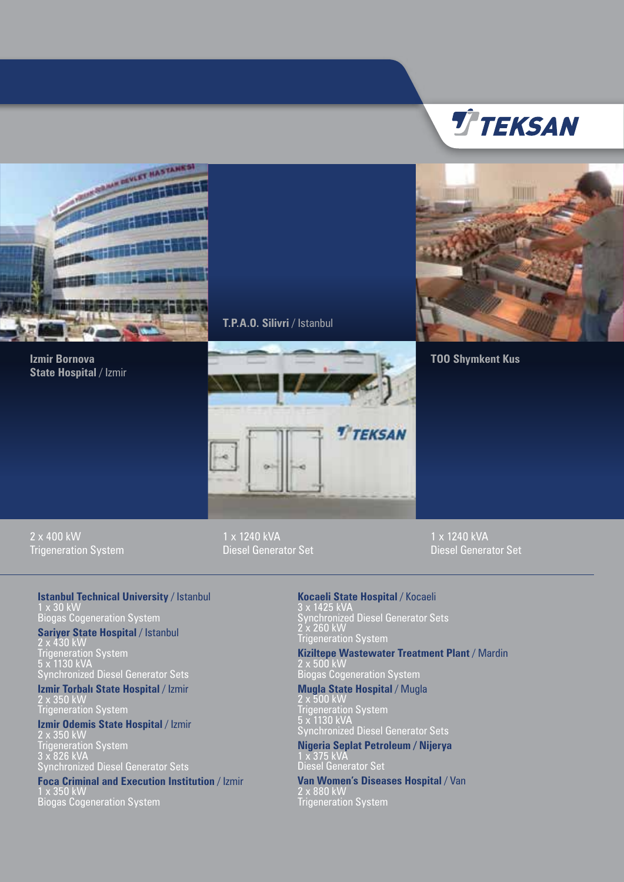**Izmir Bornova State Hospital** / Izmir

2 x 400 kW
Trigeneration System

**T.P.A.O. Silivri** / Istanbul

1 x 1240 kVA
Diesel Generator Set

**TOO Shymkent Kus**

1 x 1240 kVA
Diesel Generator Set

**Istanbul Technical University** / Istanbul
1 x 30 kW
Biogas Cogeneration System

**Sariyer State Hospital** / Istanbul
2 x 430 kW
Trigeneration System
5 x 1130 kVA
Synchronized Diesel Generator Sets

**Izmir Torbalı State Hospital** / Izmir
2 x 350 kW
Trigeneration System

**Izmir Odemis State Hospital** / Izmir
2 x 350 kW
Trigeneration System
3 x 826 kVA
Synchronized Diesel Generator Sets

**Foca Criminal and Execution Institution** / Izmir
1 x 350 kW
Biogas Cogeneration System

**Kocaeli State Hospital** / Kocaeli
3 x 1425 kVA
Synchronized Diesel Generator Sets
2 x 260 kW
Trigeneration System

**Kiziltepe Wastewater Treatment Plant** / Mardin
2 x 500 kW
Biogas Cogeneration System

**Mugla State Hospital** / Mugla
2 x 500 kW
Trigeneration System
5 x 1130 kVA
Synchronized Diesel Generator Sets

**Nigeria Seplat Petroleum / Nijerya**
1 x 375 kVA
Diesel Generator Set

**Van Women's Diseases Hospital** / Van
2 x 880 kW
Trigeneration System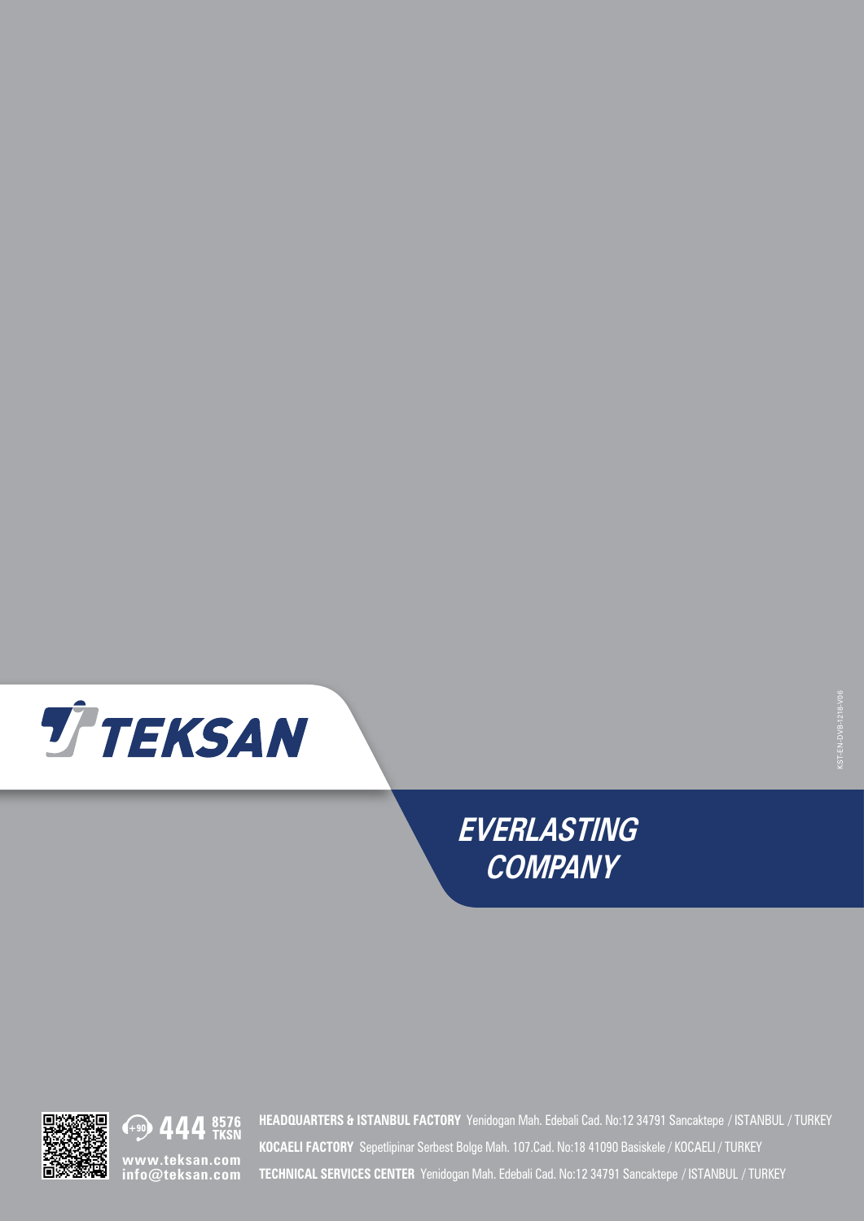TEKSAN

*EVERLASTING COMPANY*

+90 444 8576 TKSN

www.teksan.com
info@teksan.com

**HEADQUARTERS & ISTANBUL FACTORY** Yenidogan Mah. Edebali Cad. No:12 34791 Sancaktepe / ISTANBUL / TURKEY

**KOCAELI FACTORY** Sepetlipinar Serbest Bolge Mah. 107.Cad. No:18 41090 Basiskele / KOCAELI / TURKEY

**TECHNICAL SERVICES CENTER** Yenidogan Mah. Edebali Cad. No:12 34791 Sancaktepe / ISTANBUL / TURKEY

KST-EN-DVB-1218-V06